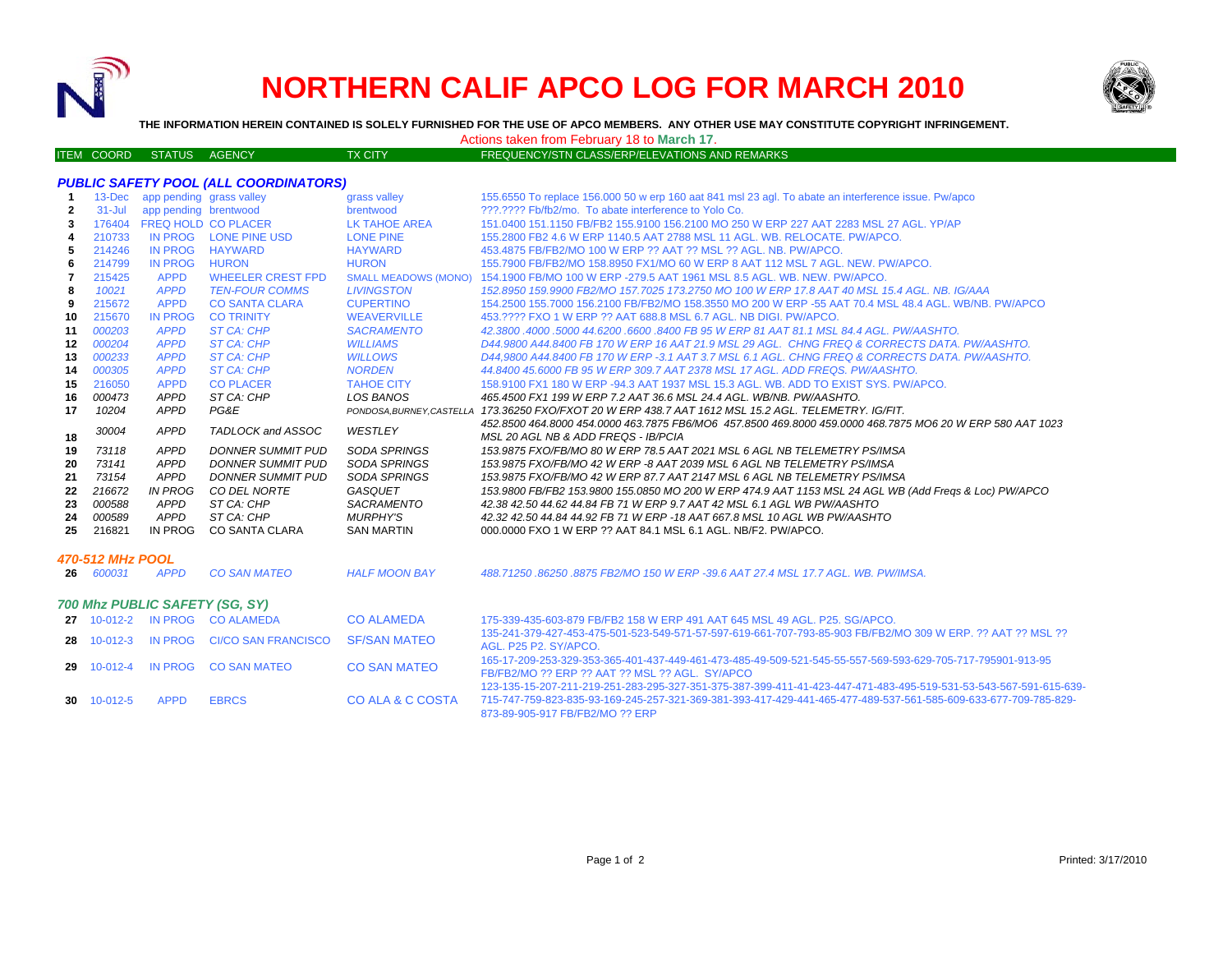# NORTHERN CALIF APCO LOG FOR MARCH 2010

**THE INFORMATION HEREIN CONTAINED IS SOLELY FURNISHED FOR THE USE OF APCO MEMBERS. ANY OTHER USE MAY CONSTITUTE COPYRIGHT INFRINGEMENT.**

Actions taken from February 18 to **March 17**.

| ITEM | COORD | STATUS | AGENCY | TX CITY | FREQUENCY/STN CLASS/ERP/ELEVATIONS AND REMARKS |
|---|---|---|---|---|---|
| ***PUBLIC SAFETY POOL (ALL COORDINATORS)*** | | | | | |
| 1 | 13-Dec | app pending | grass valley | grass valley | 155.6550 To replace 156.000 50 w erp 160 aat 841 msl 23 agl. To abate an interference issue. Pw/apco |
| 2 | 31-Jul | app pending | brentwood | brentwood | ???.???? Fb/fb2/mo. To abate interference to Yolo Co. |
| 3 | 176404 | FREQ HOLD | CO PLACER | LK TAHOE AREA | 151.0400 151.1150 FB/FB2 155.9100 156.2100 MO 250 W ERP 227 AAT 2283 MSL 27 AGL. YP/AP |
| 4 | 210733 | IN PROG | LONE PINE USD | LONE PINE | 155.2800 FB2 4.6 W ERP 1140.5 AAT 2788 MSL 11 AGL. WB. RELOCATE. PW/APCO. |
| 5 | 214246 | IN PROG | HAYWARD | HAYWARD | 453.4875 FB/FB2/MO 100 W ERP ?? AAT ?? MSL ?? AGL. NB. PW/APCO. |
| 6 | 214799 | IN PROG | HURON | HURON | 155.7900 FB/FB2/MO 158.8950 FX1/MO 60 W ERP 8 AAT 112 MSL 7 AGL. NEW. PW/APCO. |
| 7 | 215425 | APPD | WHEELER CREST FPD | SMALL MEADOWS (MONO) | 154.1900 FB/MO 100 W ERP -279.5 AAT 1961 MSL 8.5 AGL. WB. NEW. PW/APCO. |
| 8 | *10021* | *APPD* | *TEN-FOUR COMMS* | *LIVINGSTON* | *152.8950 159.9900 FB2/MO 157.7025 173.2750 MO 100 W ERP 17.8 AAT 40 MSL 15.4 AGL. NB. IG/AAA* |
| 9 | 215672 | APPD | CO SANTA CLARA | CUPERTINO | 154.2500 155.7000 156.2100 FB/FB2/MO 158.3550 MO 200 W ERP -55 AAT 70.4 MSL 48.4 AGL. WB/NB. PW/APCO |
| 10 | 215670 | IN PROG | CO TRINITY | WEAVERVILLE | 453.???? FXO 1 W ERP ?? AAT 688.8 MSL 6.7 AGL. NB DIGI. PW/APCO. |
| 11 | *000203* | *APPD* | *ST CA: CHP* | *SACRAMENTO* | *42.3800 .4000 .5000 44.6200 .6600 .8400 FB 95 W ERP 81 AAT 81.1 MSL 84.4 AGL. PW/AASHTO.* |
| 12 | *000204* | *APPD* | *ST CA: CHP* | *WILLIAMS* | *D44.9800 A44.8400 FB 170 W ERP 16 AAT 21.9 MSL 29 AGL. CHNG FREQ & CORRECTS DATA. PW/AASHTO.* |
| 13 | *000233* | *APPD* | *ST CA: CHP* | *WILLOWS* | *D44,9800 A44.8400 FB 170 W ERP -3.1 AAT 3.7 MSL 6.1 AGL. CHNG FREQ & CORRECTS DATA. PW/AASHTO.* |
| 14 | *000305* | *APPD* | *ST CA: CHP* | *NORDEN* | *44.8400 45.6000 FB 95 W ERP 309.7 AAT 2378 MSL 17 AGL. ADD FREQS. PW/AASHTO.* |
| 15 | 216050 | APPD | CO PLACER | TAHOE CITY | 158.9100 FX1 180 W ERP -94.3 AAT 1937 MSL 15.3 AGL. WB. ADD TO EXIST SYS. PW/APCO. |
| 16 | *000473* | *APPD* | *ST CA: CHP* | *LOS BANOS* | *465.4500 FX1 199 W ERP 7.2 AAT 36.6 MSL 24.4 AGL. WB/NB. PW/AASHTO.* |
| 17 | *10204* | *APPD* | *PG&E* | *PONDOSA,BURNEY,CASTELLA* | *173.36250 FXO/FXOT 20 W ERP 438.7 AAT 1612 MSL 15.2 AGL. TELEMETRY. IG/FIT.* |
| 18 | *30004* | *APPD* | *TADLOCK and ASSOC* | *WESTLEY* | *452.8500 464.8000 454.0000 463.7875 FB6/MO6 457.8500 469.8000 459.0000 468.7875 MO6 20 W ERP 580 AAT 1023 MSL 20 AGL NB & ADD FREQS - IB/PCIA* |
| 19 | *73118* | *APPD* | *DONNER SUMMIT PUD* | *SODA SPRINGS* | *153.9875 FXO/FB/MO 80 W ERP 78.5 AAT 2021 MSL 6 AGL NB TELEMETRY PS/IMSA* |
| 20 | *73141* | *APPD* | *DONNER SUMMIT PUD* | *SODA SPRINGS* | *153.9875 FXO/FB/MO 42 W ERP -8 AAT 2039 MSL 6 AGL NB TELEMETRY PS/IMSA* |
| 21 | *73154* | *APPD* | *DONNER SUMMIT PUD* | *SODA SPRINGS* | *153.9875 FXO/FB/MO 42 W ERP 87.7 AAT 2147 MSL 6 AGL NB TELEMETRY PS/IMSA* |
| 22 | *216672* | *IN PROG* | *CO DEL NORTE* | *GASQUET* | *153.9800 FB/FB2 153.9800 155.0850 MO 200 W ERP 474.9 AAT 1153 MSL 24 AGL WB (Add Freqs & Loc) PW/APCO* |
| 23 | *000588* | *APPD* | *ST CA: CHP* | *SACRAMENTO* | *42.38 42.50 44.62 44.84 FB 71 W ERP 9.7 AAT 42 MSL 6.1 AGL WB PW/AASHTO* |
| 24 | *000589* | *APPD* | *ST CA: CHP* | *MURPHY'S* | *42.32 42.50 44.84 44.92 FB 71 W ERP -18 AAT 667.8 MSL 10 AGL WB PW/AASHTO* |
| 25 | 216821 | IN PROG | CO SANTA CLARA | SAN MARTIN | 000.0000 FXO 1 W ERP ?? AAT 84.1 MSL 6.1 AGL. NB/F2. PW/APCO. |
| ***470-512 MHz POOL*** | | | | | |
| 26 | *600031* | *APPD* | *CO SAN MATEO* | *HALF MOON BAY* | *488.71250 .86250 .8875 FB2/MO 150 W ERP -39.6 AAT 27.4 MSL 17.7 AGL. WB. PW/IMSA.* |
| ***700 Mhz PUBLIC SAFETY (SG, SY)*** | | | | | |
| 27 | 10-012-2 | IN PROG | CO ALAMEDA | CO ALAMEDA | 175-339-435-603-879 FB/FB2 158 W ERP 491 AAT 645 MSL 49 AGL. P25. SG/APCO. |
| 28 | 10-012-3 | IN PROG | CI/CO SAN FRANCISCO | SF/SAN MATEO | 135-241-379-427-453-475-501-523-549-571-57-597-619-661-707-793-85-903 FB/FB2/MO 309 W ERP. ?? AAT ?? MSL ?? AGL. P25 P2. SY/APCO. |
| 29 | 10-012-4 | IN PROG | CO SAN MATEO | CO SAN MATEO | 165-17-209-253-329-353-365-401-437-449-461-473-485-49-509-521-545-55-557-569-593-629-705-717-795901-913-95 FB/FB2/MO ?? ERP ?? AAT ?? MSL ?? AGL. SY/APCO |
| 30 | 10-012-5 | APPD | EBRCS | CO ALA & C COSTA | 123-135-15-207-211-219-251-283-295-327-351-375-387-399-411-41-423-447-471-483-495-519-531-53-543-567-591-615-639-715-747-759-823-835-93-169-245-257-321-369-381-393-417-429-441-465-477-489-537-561-585-609-633-677-709-785-829-873-89-905-917 FB/FB2/MO ?? ERP |

Printed: 3/17/2010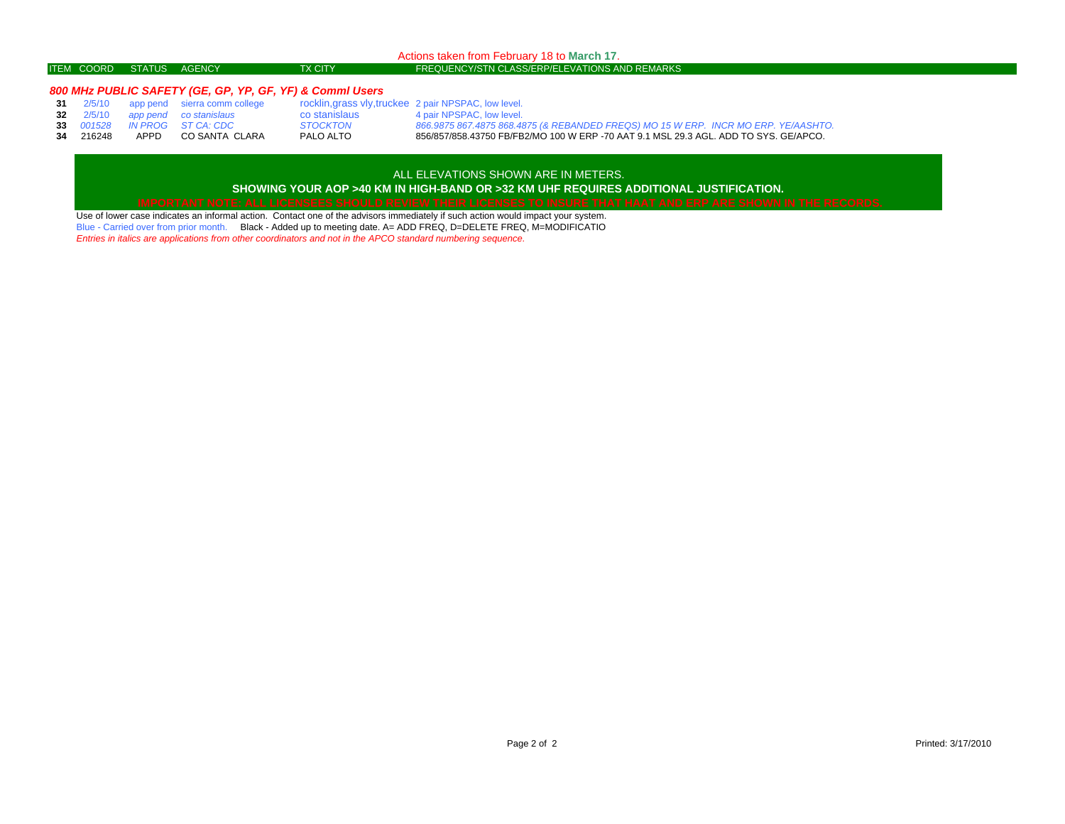Actions taken from February 18 to **March 17**.

| ITEM | COORD | STATUS | AGENCY | TX CITY | FREQUENCY/STN CLASS/ERP/ELEVATIONS AND REMARKS |
|---|---|---|---|---|---|

***800 MHz PUBLIC SAFETY (GE, GP, YP, GF, YF) & Comml Users***

| ITEM | COORD | STATUS | AGENCY | TX CITY | FREQUENCY/STN CLASS/ERP/ELEVATIONS AND REMARKS |
|---|---|---|---|---|---|
| **31** | 2/5/10 | app pend | sierra comm college | rocklin,grass vly,truckee | 2 pair NPSPAC, low level. |
| **32** | 2/5/10 | *app pend* | *co stanislaus* | co stanislaus | 4 pair NPSPAC, low level. |
| **33** | *001528* | *IN PROG* | *ST CA: CDC* | *STOCKTON* | *866.9875 867.4875 868.4875 (& REBANDED FREQS) MO 15 W ERP. INCR MO ERP. YE/AASHTO.* |
| **34** | 216248 | APPD | CO SANTA CLARA | PALO ALTO | 856/857/858.43750 FB/FB2/MO 100 W ERP -70 AAT 9.1 MSL 29.3 AGL. ADD TO SYS. GE/APCO. |

ALL ELEVATIONS SHOWN ARE IN METERS.

**SHOWING YOUR AOP >40 KM IN HIGH-BAND OR >32 KM UHF REQUIRES ADDITIONAL JUSTIFICATION.**

**IMPORTANT NOTE: ALL LICENSEES SHOULD REVIEW THEIR LICENSES TO INSURE THAT HAAT AND ERP ARE SHOWN IN THE RECORDS.**

Use of lower case indicates an informal action. Contact one of the advisors immediately if such action would impact your system.

Blue - Carried over from prior month. Black - Added up to meeting date. A= ADD FREQ, D=DELETE FREQ, M=MODIFICATIO

*Entries in italics are applications from other coordinators and not in the APCO standard numbering sequence.*

Printed: 3/17/2010